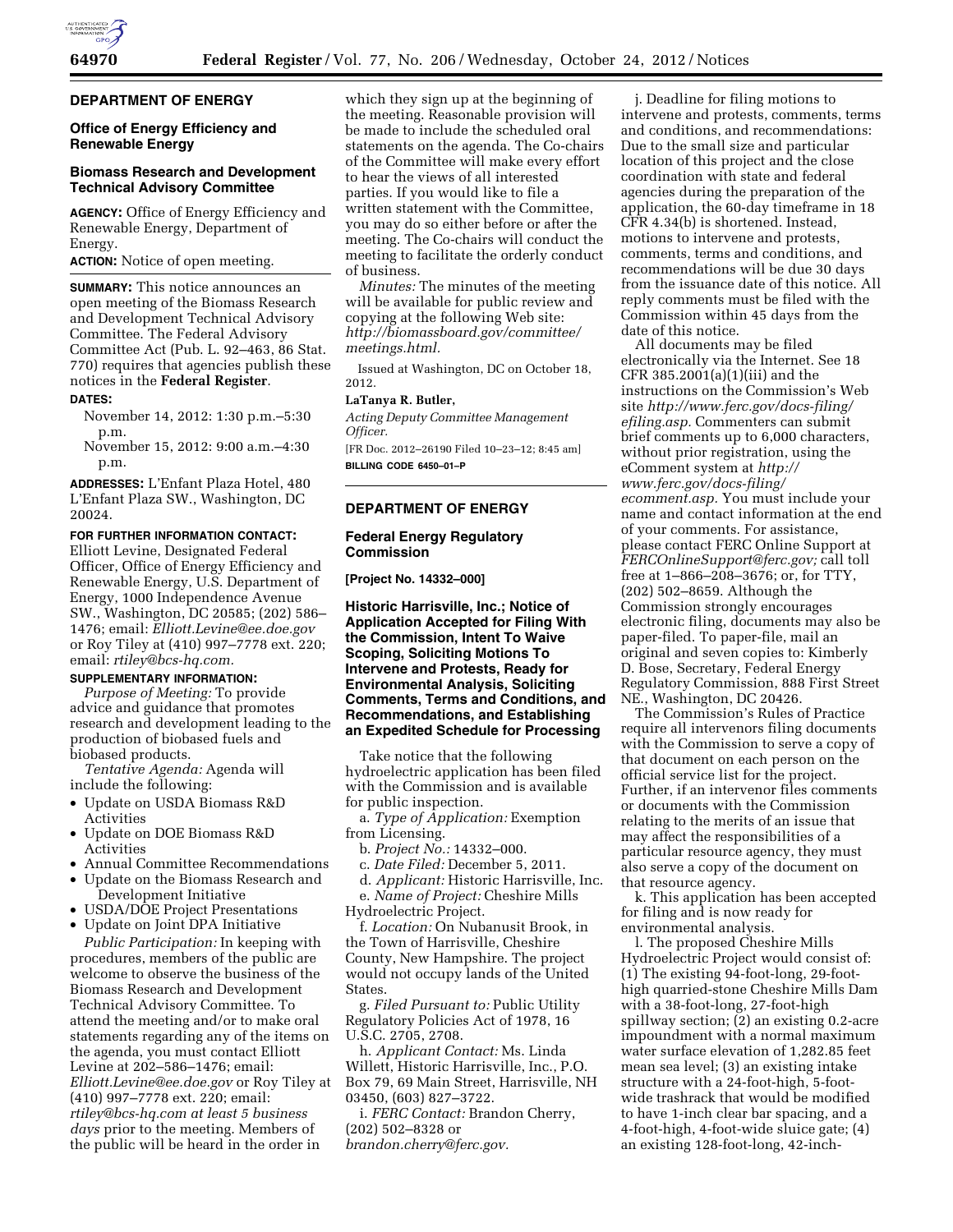## DEPARTMENT OF ENERGY

### Office of Energy Efficiency and Renewable Energy

### Biomass Research and Development Technical Advisory Committee

**AGENCY:** Office of Energy Efficiency and Renewable Energy, Department of Energy.

**ACTION:** Notice of open meeting.

**SUMMARY:** This notice announces an open meeting of the Biomass Research and Development Technical Advisory Committee. The Federal Advisory Committee Act (Pub. L. 92–463, 86 Stat. 770) requires that agencies publish these notices in the **Federal Register**.

**DATES:**

November 14, 2012: 1:30 p.m.–5:30 p.m.

November 15, 2012: 9:00 a.m.–4:30 p.m.

**ADDRESSES:** L'Enfant Plaza Hotel, 480 L'Enfant Plaza SW., Washington, DC 20024.

**FOR FURTHER INFORMATION CONTACT:** Elliott Levine, Designated Federal Officer, Office of Energy Efficiency and Renewable Energy, U.S. Department of Energy, 1000 Independence Avenue SW., Washington, DC 20585; (202) 586–1476; email: *Elliott.Levine@ee.doe.gov* or Roy Tiley at (410) 997–7778 ext. 220; email: *rtiley@bcs-hq.com.*

**SUPPLEMENTARY INFORMATION:**

*Purpose of Meeting:* To provide advice and guidance that promotes research and development leading to the production of biobased fuels and biobased products.

*Tentative Agenda:* Agenda will include the following:

- Update on USDA Biomass R&D Activities
- Update on DOE Biomass R&D Activities
- Annual Committee Recommendations
- Update on the Biomass Research and Development Initiative
- USDA/DOE Project Presentations
- Update on Joint DPA Initiative

*Public Participation:* In keeping with procedures, members of the public are welcome to observe the business of the Biomass Research and Development Technical Advisory Committee. To attend the meeting and/or to make oral statements regarding any of the items on the agenda, you must contact Elliott Levine at 202–586–1476; email: *Elliott.Levine@ee.doe.gov* or Roy Tiley at (410) 997–7778 ext. 220; email: *rtiley@bcs-hq.com at least 5 business days* prior to the meeting. Members of the public will be heard in the order in which they sign up at the beginning of the meeting. Reasonable provision will be made to include the scheduled oral statements on the agenda. The Co-chairs of the Committee will make every effort to hear the views of all interested parties. If you would like to file a written statement with the Committee, you may do so either before or after the meeting. The Co-chairs will conduct the meeting to facilitate the orderly conduct of business.

*Minutes:* The minutes of the meeting will be available for public review and copying at the following Web site: *http://biomassboard.gov/committee/meetings.html.*

Issued at Washington, DC on October 18, 2012.

**LaTanya R. Butler,**

*Acting Deputy Committee Management Officer.*

[FR Doc. 2012–26190 Filed 10–23–12; 8:45 am]

**BILLING CODE 6450–01–P**

## DEPARTMENT OF ENERGY

### Federal Energy Regulatory Commission

**[Project No. 14332–000]**

### Historic Harrisville, Inc.; Notice of Application Accepted for Filing With the Commission, Intent To Waive Scoping, Soliciting Motions To Intervene and Protests, Ready for Environmental Analysis, Soliciting Comments, Terms and Conditions, and Recommendations, and Establishing an Expedited Schedule for Processing

Take notice that the following hydroelectric application has been filed with the Commission and is available for public inspection.

a. *Type of Application:* Exemption from Licensing.

b. *Project No.:* 14332–000.

c. *Date Filed:* December 5, 2011.

d. *Applicant:* Historic Harrisville, Inc.

e. *Name of Project:* Cheshire Mills Hydroelectric Project.

f. *Location:* On Nubanusit Brook, in the Town of Harrisville, Cheshire County, New Hampshire. The project would not occupy lands of the United States.

g. *Filed Pursuant to:* Public Utility Regulatory Policies Act of 1978, 16 U.S.C. 2705, 2708.

h. *Applicant Contact:* Ms. Linda Willett, Historic Harrisville, Inc., P.O. Box 79, 69 Main Street, Harrisville, NH 03450, (603) 827–3722.

i. *FERC Contact:* Brandon Cherry, (202) 502–8328 or *brandon.cherry@ferc.gov.*

j. Deadline for filing motions to intervene and protests, comments, terms and conditions, and recommendations: Due to the small size and particular location of this project and the close coordination with state and federal agencies during the preparation of the application, the 60-day timeframe in 18 CFR 4.34(b) is shortened. Instead, motions to intervene and protests, comments, terms and conditions, and recommendations will be due 30 days from the issuance date of this notice. All reply comments must be filed with the Commission within 45 days from the date of this notice.

All documents may be filed electronically via the Internet. See 18 CFR 385.2001(a)(1)(iii) and the instructions on the Commission's Web site *http://www.ferc.gov/docs-filing/efiling.asp.* Commenters can submit brief comments up to 6,000 characters, without prior registration, using the eComment system at *http://www.ferc.gov/docs-filing/ecomment.asp.* You must include your name and contact information at the end of your comments. For assistance, please contact FERC Online Support at *FERCOnlineSupport@ferc.gov;* call toll free at 1–866–208–3676; or, for TTY, (202) 502–8659. Although the Commission strongly encourages electronic filing, documents may also be paper-filed. To paper-file, mail an original and seven copies to: Kimberly D. Bose, Secretary, Federal Energy Regulatory Commission, 888 First Street NE., Washington, DC 20426.

The Commission's Rules of Practice require all intervenors filing documents with the Commission to serve a copy of that document on each person on the official service list for the project. Further, if an intervenor files comments or documents with the Commission relating to the merits of an issue that may affect the responsibilities of a particular resource agency, they must also serve a copy of the document on that resource agency.

k. This application has been accepted for filing and is now ready for environmental analysis.

l. The proposed Cheshire Mills Hydroelectric Project would consist of: (1) The existing 94-foot-long, 29-foot-high quarried-stone Cheshire Mills Dam with a 38-foot-long, 27-foot-high spillway section; (2) an existing 0.2-acre impoundment with a normal maximum water surface elevation of 1,282.85 feet mean sea level; (3) an existing intake structure with a 24-foot-high, 5-foot-wide trashrack that would be modified to have 1-inch clear bar spacing, and a 4-foot-high, 4-foot-wide sluice gate; (4) an existing 128-foot-long, 42-inch-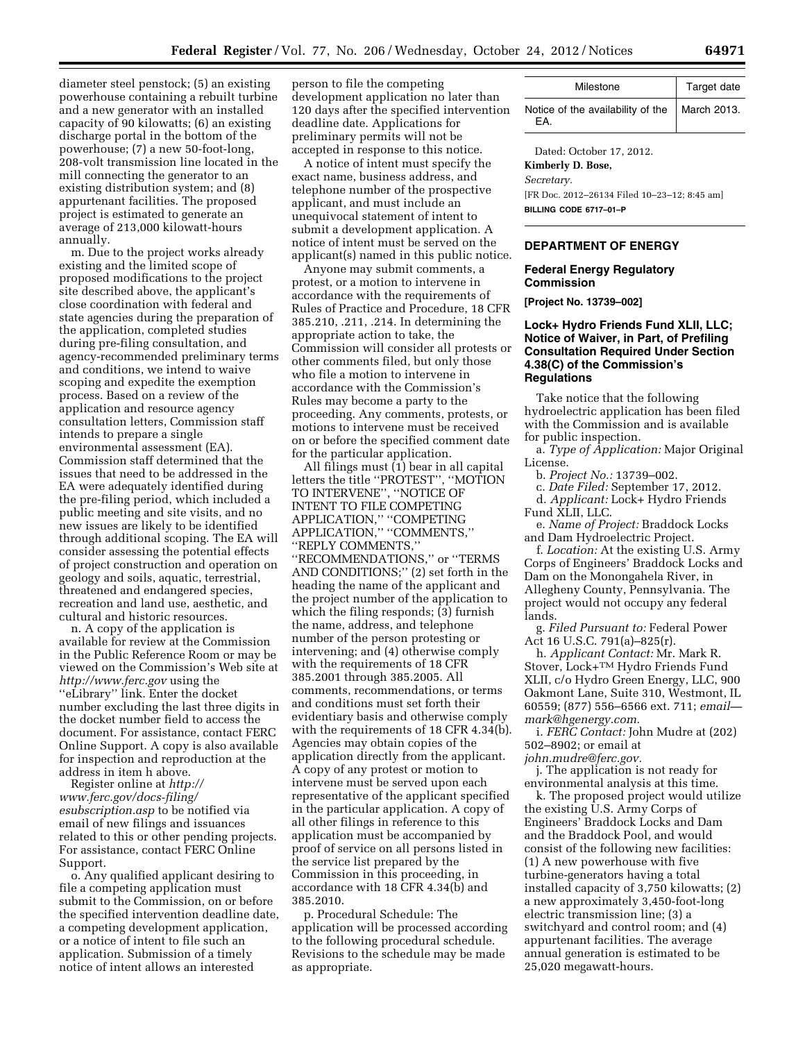diameter steel penstock; (5) an existing powerhouse containing a rebuilt turbine and a new generator with an installed capacity of 90 kilowatts; (6) an existing discharge portal in the bottom of the powerhouse; (7) a new 50-foot-long, 208-volt transmission line located in the mill connecting the generator to an existing distribution system; and (8) appurtenant facilities. The proposed project is estimated to generate an average of 213,000 kilowatt-hours annually.

m. Due to the project works already existing and the limited scope of proposed modifications to the project site described above, the applicant's close coordination with federal and state agencies during the preparation of the application, completed studies during pre-filing consultation, and agency-recommended preliminary terms and conditions, we intend to waive scoping and expedite the exemption process. Based on a review of the application and resource agency consultation letters, Commission staff intends to prepare a single environmental assessment (EA). Commission staff determined that the issues that need to be addressed in the EA were adequately identified during the pre-filing period, which included a public meeting and site visits, and no new issues are likely to be identified through additional scoping. The EA will consider assessing the potential effects of project construction and operation on geology and soils, aquatic, terrestrial, threatened and endangered species, recreation and land use, aesthetic, and cultural and historic resources.

n. A copy of the application is available for review at the Commission in the Public Reference Room or may be viewed on the Commission's Web site at *http://www.ferc.gov* using the ''eLibrary'' link. Enter the docket number excluding the last three digits in the docket number field to access the document. For assistance, contact FERC Online Support. A copy is also available for inspection and reproduction at the address in item h above.

Register online at *http://www.ferc.gov/docs-filing/esubscription.asp* to be notified via email of new filings and issuances related to this or other pending projects. For assistance, contact FERC Online Support.

o. Any qualified applicant desiring to file a competing application must submit to the Commission, on or before the specified intervention deadline date, a competing development application, or a notice of intent to file such an application. Submission of a timely notice of intent allows an interested person to file the competing development application no later than 120 days after the specified intervention deadline date. Applications for preliminary permits will not be accepted in response to this notice.

A notice of intent must specify the exact name, business address, and telephone number of the prospective applicant, and must include an unequivocal statement of intent to submit a development application. A notice of intent must be served on the applicant(s) named in this public notice.

Anyone may submit comments, a protest, or a motion to intervene in accordance with the requirements of Rules of Practice and Procedure, 18 CFR 385.210, .211, .214. In determining the appropriate action to take, the Commission will consider all protests or other comments filed, but only those who file a motion to intervene in accordance with the Commission's Rules may become a party to the proceeding. Any comments, protests, or motions to intervene must be received on or before the specified comment date for the particular application.

All filings must (1) bear in all capital letters the title ''PROTEST'', ''MOTION TO INTERVENE'', ''NOTICE OF INTENT TO FILE COMPETING APPLICATION,'' ''COMPETING APPLICATION,'' ''COMMENTS,'' ''REPLY COMMENTS,'' ''RECOMMENDATIONS,'' or ''TERMS AND CONDITIONS;'' (2) set forth in the heading the name of the applicant and the project number of the application to which the filing responds; (3) furnish the name, address, and telephone number of the person protesting or intervening; and (4) otherwise comply with the requirements of 18 CFR 385.2001 through 385.2005. All comments, recommendations, or terms and conditions must set forth their evidentiary basis and otherwise comply with the requirements of 18 CFR 4.34(b). Agencies may obtain copies of the application directly from the applicant. A copy of any protest or motion to intervene must be served upon each representative of the applicant specified in the particular application. A copy of all other filings in reference to this application must be accompanied by proof of service on all persons listed in the service list prepared by the Commission in this proceeding, in accordance with 18 CFR 4.34(b) and 385.2010.

p. Procedural Schedule: The application will be processed according to the following procedural schedule. Revisions to the schedule may be made as appropriate.

| Milestone | Target date |
|---|---|
| Notice of the availability of the EA. | March 2013. |

Dated: October 17, 2012.

**Kimberly D. Bose,**

*Secretary.*

[FR Doc. 2012–26134 Filed 10–23–12; 8:45 am]

**BILLING CODE 6717–01–P**

## DEPARTMENT OF ENERGY

### Federal Energy Regulatory Commission

**[Project No. 13739–002]**

### Lock+ Hydro Friends Fund XLII, LLC; Notice of Waiver, in Part, of Prefiling Consultation Required Under Section 4.38(C) of the Commission's Regulations

Take notice that the following hydroelectric application has been filed with the Commission and is available for public inspection.

a. *Type of Application:* Major Original License.

b. *Project No.:* 13739–002.

c. *Date Filed:* September 17, 2012.

d. *Applicant:* Lock+ Hydro Friends Fund XLII, LLC.

e. *Name of Project:* Braddock Locks and Dam Hydroelectric Project.

f. *Location:* At the existing U.S. Army Corps of Engineers' Braddock Locks and Dam on the Monongahela River, in Allegheny County, Pennsylvania. The project would not occupy any federal lands.

g. *Filed Pursuant to:* Federal Power Act 16 U.S.C. 791(a)–825(r).

h. *Applicant Contact:* Mr. Mark R. Stover, Lock+™ Hydro Friends Fund XLII, c/o Hydro Green Energy, LLC, 900 Oakmont Lane, Suite 310, Westmont, IL 60559; (877) 556–6566 ext. 711; *email—mark@hgenergy.com.*

i. *FERC Contact:* John Mudre at (202) 502–8902; or email at *john.mudre@ferc.gov.*

j. The application is not ready for environmental analysis at this time.

k. The proposed project would utilize the existing U.S. Army Corps of Engineers' Braddock Locks and Dam and the Braddock Pool, and would consist of the following new facilities: (1) A new powerhouse with five turbine-generators having a total installed capacity of 3,750 kilowatts; (2) a new approximately 3,450-foot-long electric transmission line; (3) a switchyard and control room; and (4) appurtenant facilities. The average annual generation is estimated to be 25,020 megawatt-hours.